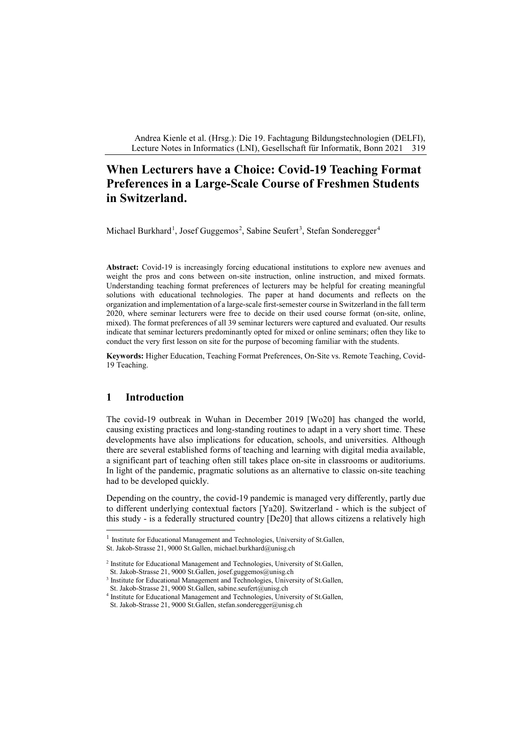# When Lecturers have a Choice: Covid-19 Teaching Format Preferences in a Large-Scale Course of Freshmen Students in Switzerland.

Michael Burkhard[1], Josef Guggemos[2], Sabine Seufert[3], Stefan Sonderegger[4]

**Abstract:** Covid-19 is increasingly forcing educational institutions to explore new avenues and weight the pros and cons between on-site instruction, online instruction, and mixed formats. Understanding teaching format preferences of lecturers may be helpful for creating meaningful solutions with educational technologies. The paper at hand documents and reflects on the organization and implementation of a large-scale first-semester course in Switzerland in the fall term 2020, where seminar lecturers were free to decide on their used course format (on-site, online, mixed). The format preferences of all 39 seminar lecturers were captured and evaluated. Our results indicate that seminar lecturers predominantly opted for mixed or online seminars; often they like to conduct the very first lesson on site for the purpose of becoming familiar with the students.

**Keywords:** Higher Education, Teaching Format Preferences, On-Site vs. Remote Teaching, Covid-19 Teaching.

## 1 Introduction

The covid-19 outbreak in Wuhan in December 2019 [Wo20] has changed the world, causing existing practices and long-standing routines to adapt in a very short time. These developments have also implications for education, schools, and universities. Although there are several established forms of teaching and learning with digital media available, a significant part of teaching often still takes place on-site in classrooms or auditoriums. In light of the pandemic, pragmatic solutions as an alternative to classic on-site teaching had to be developed quickly.

Depending on the country, the covid-19 pandemic is managed very differently, partly due to different underlying contextual factors [Ya20]. Switzerland - which is the subject of this study - is a federally structured country [De20] that allows citizens a relatively high

---

[1] Institute for Educational Management and Technologies, University of St.Gallen, St. Jakob-Strasse 21, 9000 St.Gallen, michael.burkhard@unisg.ch

[2] Institute for Educational Management and Technologies, University of St.Gallen, St. Jakob-Strasse 21, 9000 St.Gallen, josef.guggemos@unisg.ch

[3] Institute for Educational Management and Technologies, University of St.Gallen, St. Jakob-Strasse 21, 9000 St.Gallen, sabine.seufert@unisg.ch

[4] Institute for Educational Management and Technologies, University of St.Gallen, St. Jakob-Strasse 21, 9000 St.Gallen, stefan.sonderegger@unisg.ch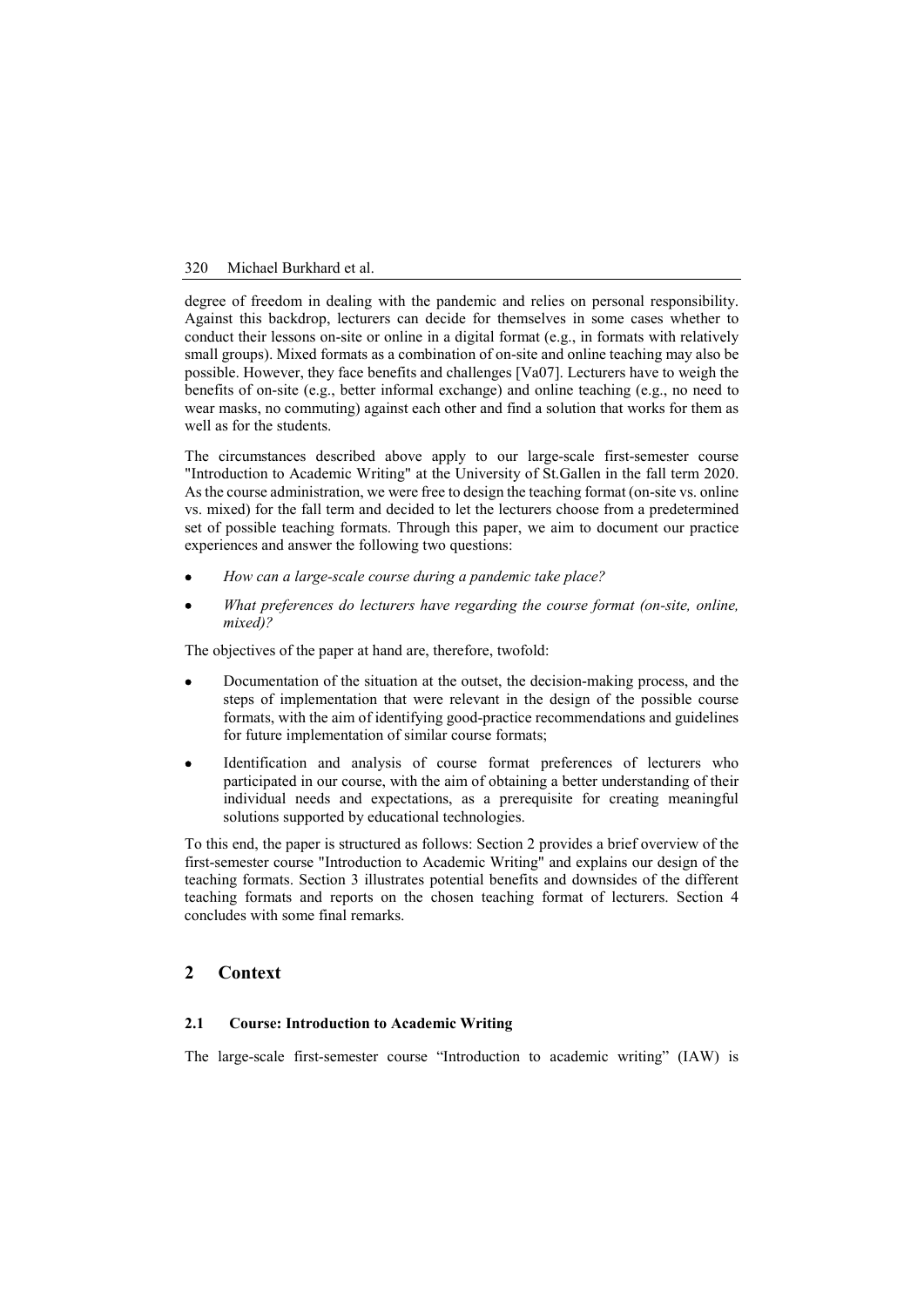degree of freedom in dealing with the pandemic and relies on personal responsibility. Against this backdrop, lecturers can decide for themselves in some cases whether to conduct their lessons on-site or online in a digital format (e.g., in formats with relatively small groups). Mixed formats as a combination of on-site and online teaching may also be possible. However, they face benefits and challenges [Va07]. Lecturers have to weigh the benefits of on-site (e.g., better informal exchange) and online teaching (e.g., no need to wear masks, no commuting) against each other and find a solution that works for them as well as for the students.

The circumstances described above apply to our large-scale first-semester course "Introduction to Academic Writing" at the University of St.Gallen in the fall term 2020. As the course administration, we were free to design the teaching format (on-site vs. online vs. mixed) for the fall term and decided to let the lecturers choose from a predetermined set of possible teaching formats. Through this paper, we aim to document our practice experiences and answer the following two questions:

- *How can a large-scale course during a pandemic take place?*
- *What preferences do lecturers have regarding the course format (on-site, online, mixed)?*

The objectives of the paper at hand are, therefore, twofold:

- Documentation of the situation at the outset, the decision-making process, and the steps of implementation that were relevant in the design of the possible course formats, with the aim of identifying good-practice recommendations and guidelines for future implementation of similar course formats;
- Identification and analysis of course format preferences of lecturers who participated in our course, with the aim of obtaining a better understanding of their individual needs and expectations, as a prerequisite for creating meaningful solutions supported by educational technologies.

To this end, the paper is structured as follows: Section 2 provides a brief overview of the first-semester course "Introduction to Academic Writing" and explains our design of the teaching formats. Section 3 illustrates potential benefits and downsides of the different teaching formats and reports on the chosen teaching format of lecturers. Section 4 concludes with some final remarks.

## 2 Context

### 2.1 Course: Introduction to Academic Writing

The large-scale first-semester course "Introduction to academic writing" (IAW) is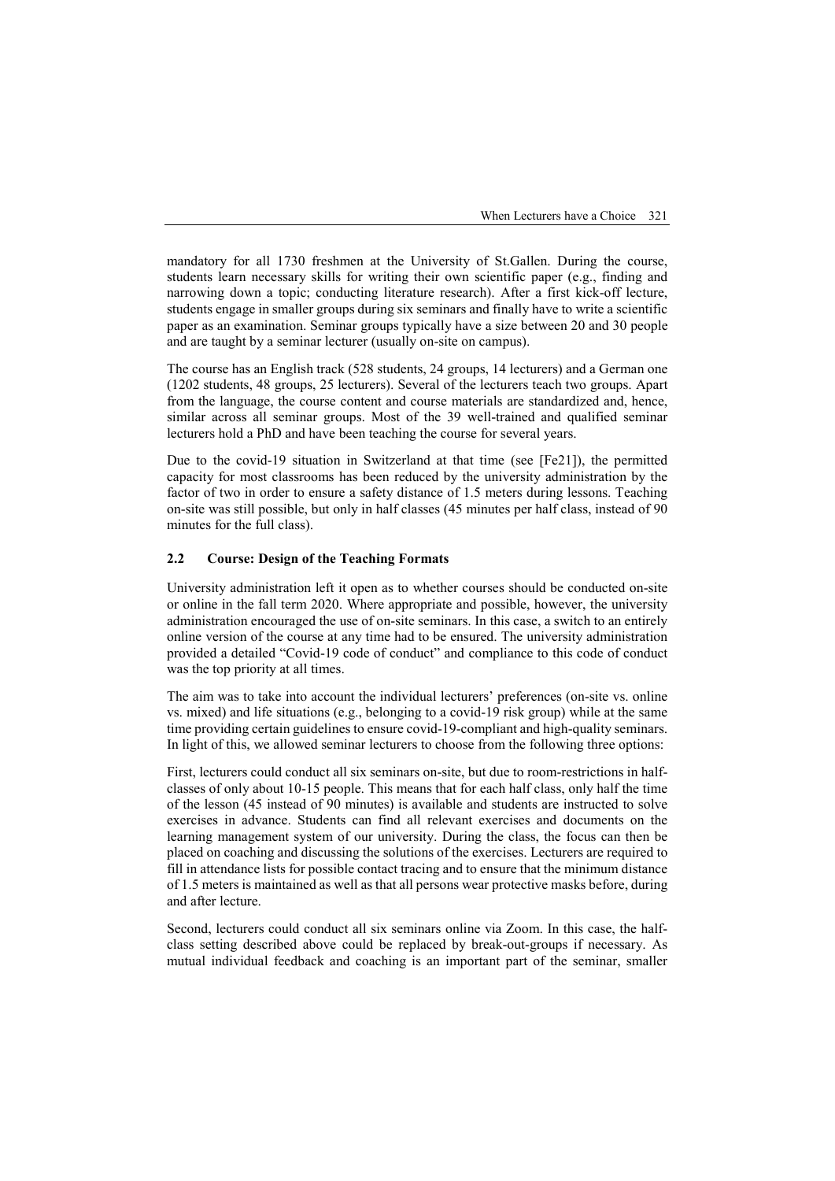mandatory for all 1730 freshmen at the University of St.Gallen. During the course, students learn necessary skills for writing their own scientific paper (e.g., finding and narrowing down a topic; conducting literature research). After a first kick-off lecture, students engage in smaller groups during six seminars and finally have to write a scientific paper as an examination. Seminar groups typically have a size between 20 and 30 people and are taught by a seminar lecturer (usually on-site on campus).

The course has an English track (528 students, 24 groups, 14 lecturers) and a German one (1202 students, 48 groups, 25 lecturers). Several of the lecturers teach two groups. Apart from the language, the course content and course materials are standardized and, hence, similar across all seminar groups. Most of the 39 well-trained and qualified seminar lecturers hold a PhD and have been teaching the course for several years.

Due to the covid-19 situation in Switzerland at that time (see [Fe21]), the permitted capacity for most classrooms has been reduced by the university administration by the factor of two in order to ensure a safety distance of 1.5 meters during lessons. Teaching on-site was still possible, but only in half classes (45 minutes per half class, instead of 90 minutes for the full class).

### 2.2 Course: Design of the Teaching Formats

University administration left it open as to whether courses should be conducted on-site or online in the fall term 2020. Where appropriate and possible, however, the university administration encouraged the use of on-site seminars. In this case, a switch to an entirely online version of the course at any time had to be ensured. The university administration provided a detailed "Covid-19 code of conduct" and compliance to this code of conduct was the top priority at all times.

The aim was to take into account the individual lecturers' preferences (on-site vs. online vs. mixed) and life situations (e.g., belonging to a covid-19 risk group) while at the same time providing certain guidelines to ensure covid-19-compliant and high-quality seminars. In light of this, we allowed seminar lecturers to choose from the following three options:

First, lecturers could conduct all six seminars on-site, but due to room-restrictions in half-classes of only about 10-15 people. This means that for each half class, only half the time of the lesson (45 instead of 90 minutes) is available and students are instructed to solve exercises in advance. Students can find all relevant exercises and documents on the learning management system of our university. During the class, the focus can then be placed on coaching and discussing the solutions of the exercises. Lecturers are required to fill in attendance lists for possible contact tracing and to ensure that the minimum distance of 1.5 meters is maintained as well as that all persons wear protective masks before, during and after lecture.

Second, lecturers could conduct all six seminars online via Zoom. In this case, the half-class setting described above could be replaced by break-out-groups if necessary. As mutual individual feedback and coaching is an important part of the seminar, smaller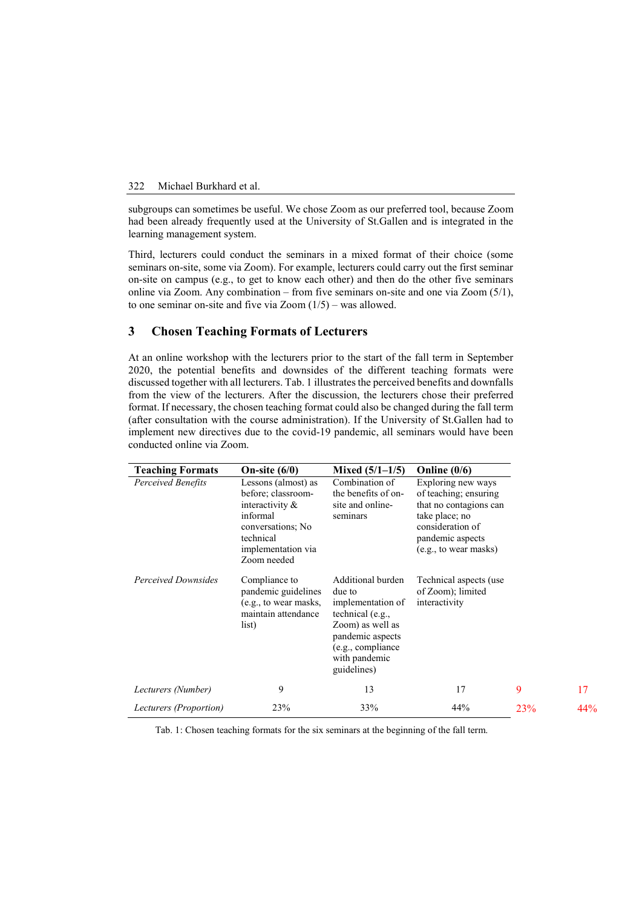subgroups can sometimes be useful. We chose Zoom as our preferred tool, because Zoom had been already frequently used at the University of St.Gallen and is integrated in the learning management system.

Third, lecturers could conduct the seminars in a mixed format of their choice (some seminars on-site, some via Zoom). For example, lecturers could carry out the first seminar on-site on campus (e.g., to get to know each other) and then do the other five seminars online via Zoom. Any combination – from five seminars on-site and one via Zoom (5/1), to one seminar on-site and five via Zoom (1/5) – was allowed.

## 3 Chosen Teaching Formats of Lecturers

At an online workshop with the lecturers prior to the start of the fall term in September 2020, the potential benefits and downsides of the different teaching formats were discussed together with all lecturers. Tab. 1 illustrates the perceived benefits and downfalls from the view of the lecturers. After the discussion, the lecturers chose their preferred format. If necessary, the chosen teaching format could also be changed during the fall term (after consultation with the course administration). If the University of St.Gallen had to implement new directives due to the covid-19 pandemic, all seminars would have been conducted online via Zoom.

| **Teaching Formats** | **On-site (6/0)** | **Mixed (5/1–1/5)** | **Online (0/6)** |
|---|---|---|---|
| *Perceived Benefits* | Lessons (almost) as before; classroom-interactivity & informal conversations; No technical implementation via Zoom needed | Combination of the benefits of on-site and online-seminars | Exploring new ways of teaching; ensuring that no contagions can take place; no consideration of pandemic aspects (e.g., to wear masks) |
| *Perceived Downsides* | Compliance to pandemic guidelines (e.g., to wear masks, maintain attendance list) | Additional burden due to implementation of technical (e.g., Zoom) as well as pandemic aspects (e.g., compliance with pandemic guidelines) | Technical aspects (use of Zoom); limited interactivity |
| *Lecturers (Number)* | 9 | 13 | 17 |
| *Lecturers (Proportion)* | 23% | 33% | 44% |

Tab. 1: Chosen teaching formats for the six seminars at the beginning of the fall term.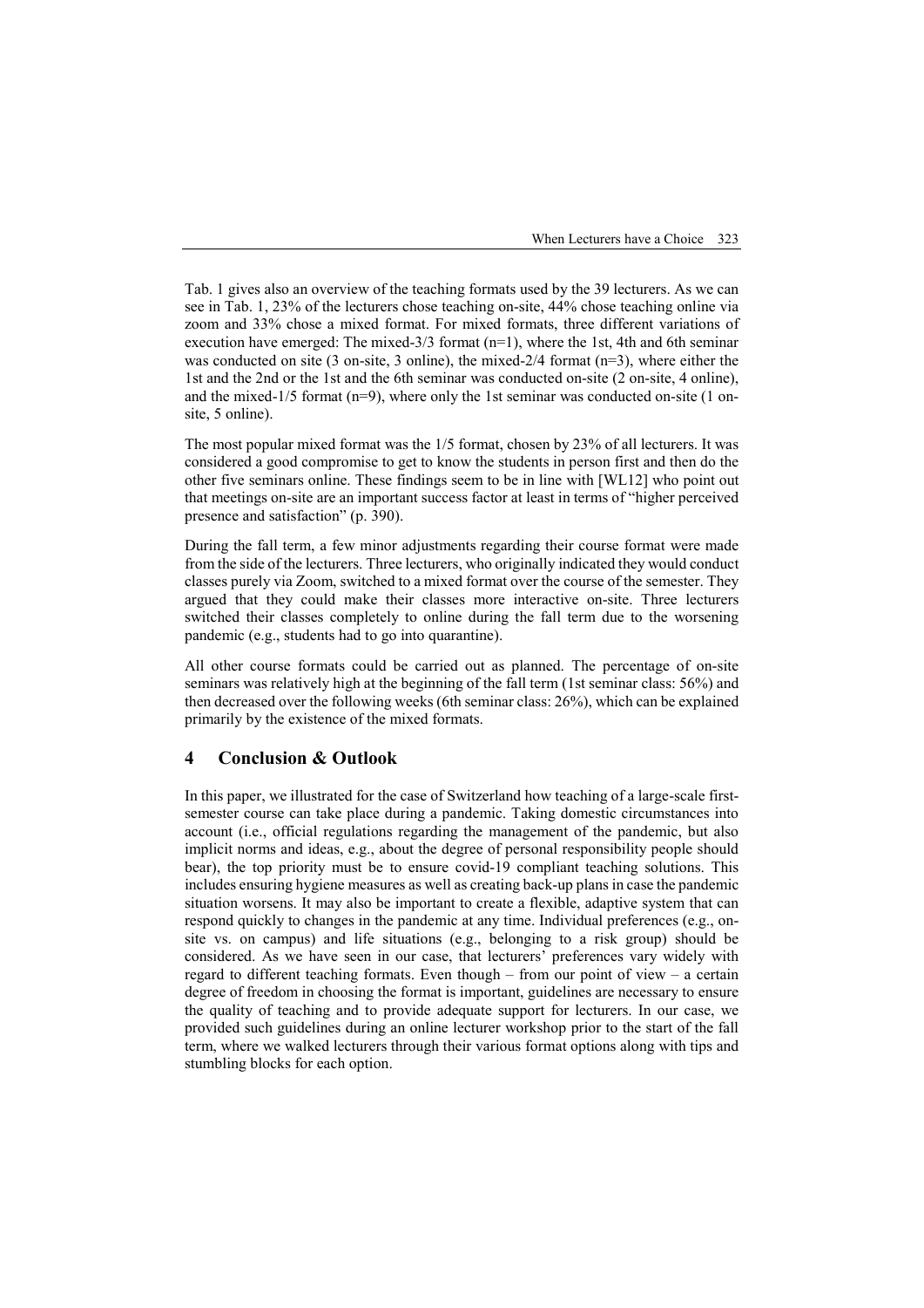Tab. 1 gives also an overview of the teaching formats used by the 39 lecturers. As we can see in Tab. 1, 23% of the lecturers chose teaching on-site, 44% chose teaching online via zoom and 33% chose a mixed format. For mixed formats, three different variations of execution have emerged: The mixed-3/3 format (n=1), where the 1st, 4th and 6th seminar was conducted on site (3 on-site, 3 online), the mixed-2/4 format (n=3), where either the 1st and the 2nd or the 1st and the 6th seminar was conducted on-site (2 on-site, 4 online), and the mixed-1/5 format (n=9), where only the 1st seminar was conducted on-site (1 on-site, 5 online).

The most popular mixed format was the 1/5 format, chosen by 23% of all lecturers. It was considered a good compromise to get to know the students in person first and then do the other five seminars online. These findings seem to be in line with [WL12] who point out that meetings on-site are an important success factor at least in terms of "higher perceived presence and satisfaction" (p. 390).

During the fall term, a few minor adjustments regarding their course format were made from the side of the lecturers. Three lecturers, who originally indicated they would conduct classes purely via Zoom, switched to a mixed format over the course of the semester. They argued that they could make their classes more interactive on-site. Three lecturers switched their classes completely to online during the fall term due to the worsening pandemic (e.g., students had to go into quarantine).

All other course formats could be carried out as planned. The percentage of on-site seminars was relatively high at the beginning of the fall term (1st seminar class: 56%) and then decreased over the following weeks (6th seminar class: 26%), which can be explained primarily by the existence of the mixed formats.

## 4 Conclusion & Outlook

In this paper, we illustrated for the case of Switzerland how teaching of a large-scale first-semester course can take place during a pandemic. Taking domestic circumstances into account (i.e., official regulations regarding the management of the pandemic, but also implicit norms and ideas, e.g., about the degree of personal responsibility people should bear), the top priority must be to ensure covid-19 compliant teaching solutions. This includes ensuring hygiene measures as well as creating back-up plans in case the pandemic situation worsens. It may also be important to create a flexible, adaptive system that can respond quickly to changes in the pandemic at any time. Individual preferences (e.g., on-site vs. on campus) and life situations (e.g., belonging to a risk group) should be considered. As we have seen in our case, that lecturers' preferences vary widely with regard to different teaching formats. Even though – from our point of view – a certain degree of freedom in choosing the format is important, guidelines are necessary to ensure the quality of teaching and to provide adequate support for lecturers. In our case, we provided such guidelines during an online lecturer workshop prior to the start of the fall term, where we walked lecturers through their various format options along with tips and stumbling blocks for each option.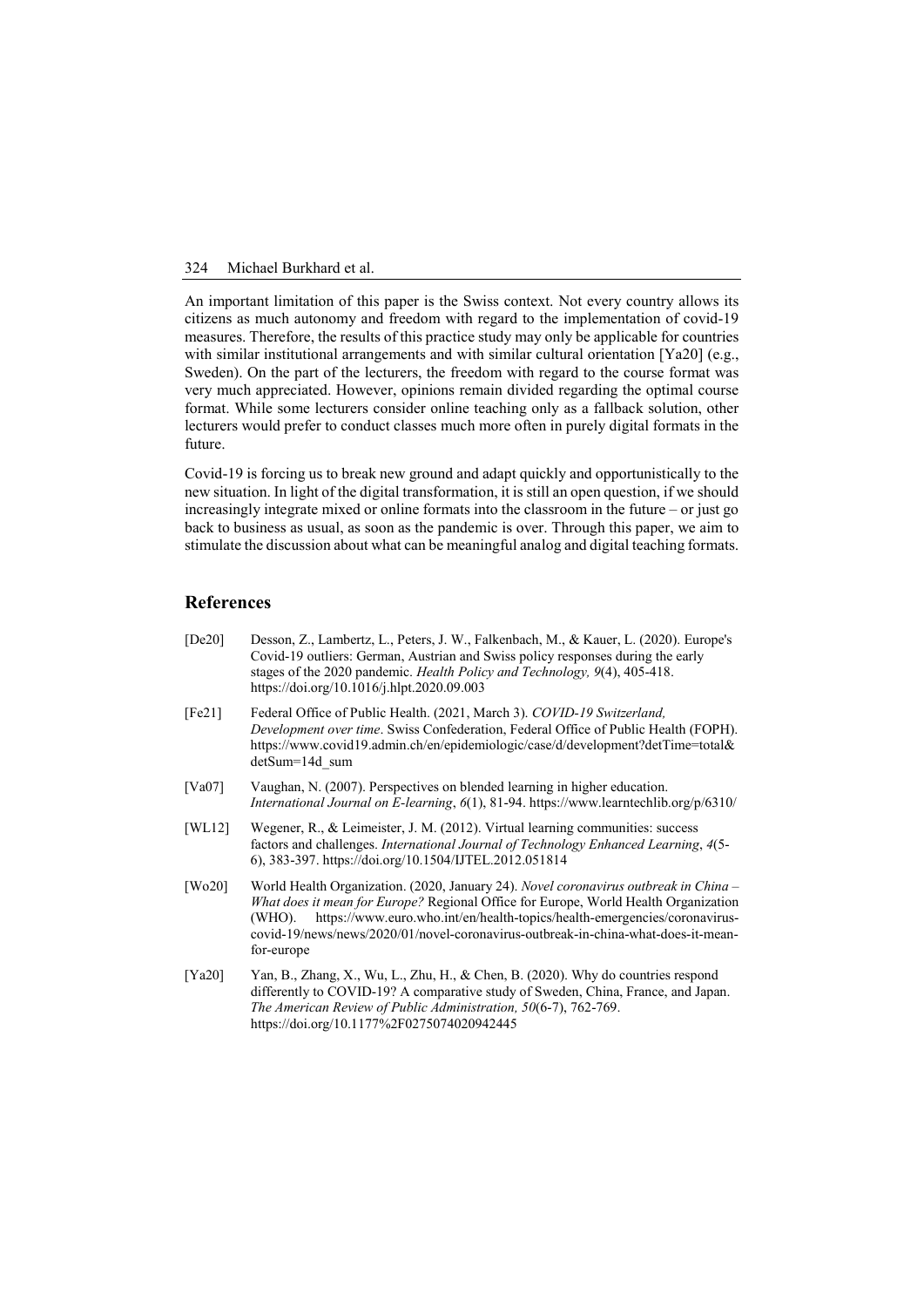An important limitation of this paper is the Swiss context. Not every country allows its citizens as much autonomy and freedom with regard to the implementation of covid-19 measures. Therefore, the results of this practice study may only be applicable for countries with similar institutional arrangements and with similar cultural orientation [Ya20] (e.g., Sweden). On the part of the lecturers, the freedom with regard to the course format was very much appreciated. However, opinions remain divided regarding the optimal course format. While some lecturers consider online teaching only as a fallback solution, other lecturers would prefer to conduct classes much more often in purely digital formats in the future.

Covid-19 is forcing us to break new ground and adapt quickly and opportunistically to the new situation. In light of the digital transformation, it is still an open question, if we should increasingly integrate mixed or online formats into the classroom in the future – or just go back to business as usual, as soon as the pandemic is over. Through this paper, we aim to stimulate the discussion about what can be meaningful analog and digital teaching formats.

## References

[De20] Desson, Z., Lambertz, L., Peters, J. W., Falkenbach, M., & Kauer, L. (2020). Europe's Covid-19 outliers: German, Austrian and Swiss policy responses during the early stages of the 2020 pandemic. *Health Policy and Technology, 9*(4), 405-418. https://doi.org/10.1016/j.hlpt.2020.09.003

[Fe21] Federal Office of Public Health. (2021, March 3). *COVID-19 Switzerland, Development over time*. Swiss Confederation, Federal Office of Public Health (FOPH). https://www.covid19.admin.ch/en/epidemiologic/case/d/development?detTime=total&detSum=14d_sum

[Va07] Vaughan, N. (2007). Perspectives on blended learning in higher education. *International Journal on E-learning*, *6*(1), 81-94. https://www.learntechlib.org/p/6310/

[WL12] Wegener, R., & Leimeister, J. M. (2012). Virtual learning communities: success factors and challenges. *International Journal of Technology Enhanced Learning*, *4*(5-6), 383-397. https://doi.org/10.1504/IJTEL.2012.051814

[Wo20] World Health Organization. (2020, January 24). *Novel coronavirus outbreak in China – What does it mean for Europe?* Regional Office for Europe, World Health Organization (WHO). https://www.euro.who.int/en/health-topics/health-emergencies/coronavirus-covid-19/news/news/2020/01/novel-coronavirus-outbreak-in-china-what-does-it-mean-for-europe

[Ya20] Yan, B., Zhang, X., Wu, L., Zhu, H., & Chen, B. (2020). Why do countries respond differently to COVID-19? A comparative study of Sweden, China, France, and Japan. *The American Review of Public Administration, 50*(6-7), 762-769. https://doi.org/10.1177%2F0275074020942445